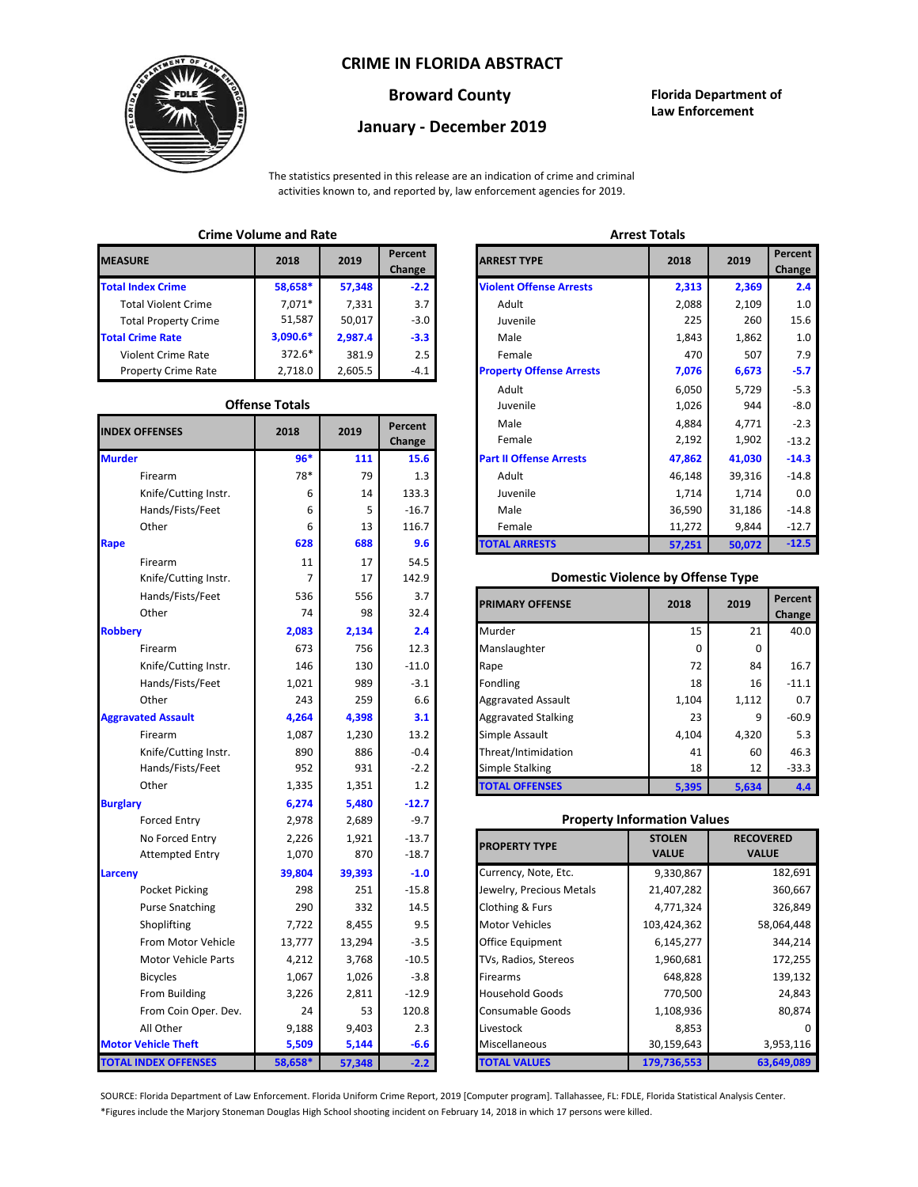# CRIME IN FLORIDA ABSTRACT

## Broward County

## January - December 2019

**Florida Department of Law Enforcement**

The statistics presented in this release are an indication of crime and criminal activities known to, and reported by, law enforcement agencies for 2019.

### Crime Volume and Rate

| MEASURE | 2018 | 2019 | Percent Change |
|---|---|---|---|
| **Total Index Crime** | **58,658*** | **57,348** | **-2.2** |
| Total Violent Crime | 7,071* | 7,331 | 3.7 |
| Total Property Crime | 51,587 | 50,017 | -3.0 |
| **Total Crime Rate** | **3,090.6*** | **2,987.4** | **-3.3** |
| Violent Crime Rate | 372.6* | 381.9 | 2.5 |
| Property Crime Rate | 2,718.0 | 2,605.5 | -4.1 |

### Offense Totals

| INDEX OFFENSES | 2018 | 2019 | Percent Change |
|---|---|---|---|
| **Murder** | **96*** | **111** | **15.6** |
| Firearm | 78* | 79 | 1.3 |
| Knife/Cutting Instr. | 6 | 14 | 133.3 |
| Hands/Fists/Feet | 6 | 5 | -16.7 |
| Other | 6 | 13 | 116.7 |
| **Rape** | **628** | **688** | **9.6** |
| Firearm | 11 | 17 | 54.5 |
| Knife/Cutting Instr. | 7 | 17 | 142.9 |
| Hands/Fists/Feet | 536 | 556 | 3.7 |
| Other | 74 | 98 | 32.4 |
| **Robbery** | **2,083** | **2,134** | **2.4** |
| Firearm | 673 | 756 | 12.3 |
| Knife/Cutting Instr. | 146 | 130 | -11.0 |
| Hands/Fists/Feet | 1,021 | 989 | -3.1 |
| Other | 243 | 259 | 6.6 |
| **Aggravated Assault** | **4,264** | **4,398** | **3.1** |
| Firearm | 1,087 | 1,230 | 13.2 |
| Knife/Cutting Instr. | 890 | 886 | -0.4 |
| Hands/Fists/Feet | 952 | 931 | -2.2 |
| Other | 1,335 | 1,351 | 1.2 |
| **Burglary** | **6,274** | **5,480** | **-12.7** |
| Forced Entry | 2,978 | 2,689 | -9.7 |
| No Forced Entry | 2,226 | 1,921 | -13.7 |
| Attempted Entry | 1,070 | 870 | -18.7 |
| **Larceny** | **39,804** | **39,393** | **-1.0** |
| Pocket Picking | 298 | 251 | -15.8 |
| Purse Snatching | 290 | 332 | 14.5 |
| Shoplifting | 7,722 | 8,455 | 9.5 |
| From Motor Vehicle | 13,777 | 13,294 | -3.5 |
| Motor Vehicle Parts | 4,212 | 3,768 | -10.5 |
| Bicycles | 1,067 | 1,026 | -3.8 |
| From Building | 3,226 | 2,811 | -12.9 |
| From Coin Oper. Dev. | 24 | 53 | 120.8 |
| All Other | 9,188 | 9,403 | 2.3 |
| **Motor Vehicle Theft** | **5,509** | **5,144** | **-6.6** |
| **TOTAL INDEX OFFENSES** | **58,658*** | **57,348** | **-2.2** |

### Arrest Totals

| ARREST TYPE | 2018 | 2019 | Percent Change |
|---|---|---|---|
| **Violent Offense Arrests** | **2,313** | **2,369** | **2.4** |
| Adult | 2,088 | 2,109 | 1.0 |
| Juvenile | 225 | 260 | 15.6 |
| Male | 1,843 | 1,862 | 1.0 |
| Female | 470 | 507 | 7.9 |
| **Property Offense Arrests** | **7,076** | **6,673** | **-5.7** |
| Adult | 6,050 | 5,729 | -5.3 |
| Juvenile | 1,026 | 944 | -8.0 |
| Male | 4,884 | 4,771 | -2.3 |
| Female | 2,192 | 1,902 | -13.2 |
| **Part II Offense Arrests** | **47,862** | **41,030** | **-14.3** |
| Adult | 46,148 | 39,316 | -14.8 |
| Juvenile | 1,714 | 1,714 | 0.0 |
| Male | 36,590 | 31,186 | -14.8 |
| Female | 11,272 | 9,844 | -12.7 |
| **TOTAL ARRESTS** | **57,251** | **50,072** | **-12.5** |

### Domestic Violence by Offense Type

| PRIMARY OFFENSE | 2018 | 2019 | Percent Change |
|---|---|---|---|
| Murder | 15 | 21 | 40.0 |
| Manslaughter | 0 | 0 | |
| Rape | 72 | 84 | 16.7 |
| Fondling | 18 | 16 | -11.1 |
| Aggravated Assault | 1,104 | 1,112 | 0.7 |
| Aggravated Stalking | 23 | 9 | -60.9 |
| Simple Assault | 4,104 | 4,320 | 5.3 |
| Threat/Intimidation | 41 | 60 | 46.3 |
| Simple Stalking | 18 | 12 | -33.3 |
| **TOTAL OFFENSES** | **5,395** | **5,634** | **4.4** |

### Property Information Values

| PROPERTY TYPE | STOLEN VALUE | RECOVERED VALUE |
|---|---|---|
| Currency, Note, Etc. | 9,330,867 | 182,691 |
| Jewelry, Precious Metals | 21,407,282 | 360,667 |
| Clothing & Furs | 4,771,324 | 326,849 |
| Motor Vehicles | 103,424,362 | 58,064,448 |
| Office Equipment | 6,145,277 | 344,214 |
| TVs, Radios, Stereos | 1,960,681 | 172,255 |
| Firearms | 648,828 | 139,132 |
| Household Goods | 770,500 | 24,843 |
| Consumable Goods | 1,108,936 | 80,874 |
| Livestock | 8,853 | 0 |
| Miscellaneous | 30,159,643 | 3,953,116 |
| **TOTAL VALUES** | **179,736,553** | **63,649,089** |

SOURCE: Florida Department of Law Enforcement. Florida Uniform Crime Report, 2019 [Computer program]. Tallahassee, FL: FDLE, Florida Statistical Analysis Center.

*Figures include the Marjory Stoneman Douglas High School shooting incident on February 14, 2018 in which 17 persons were killed.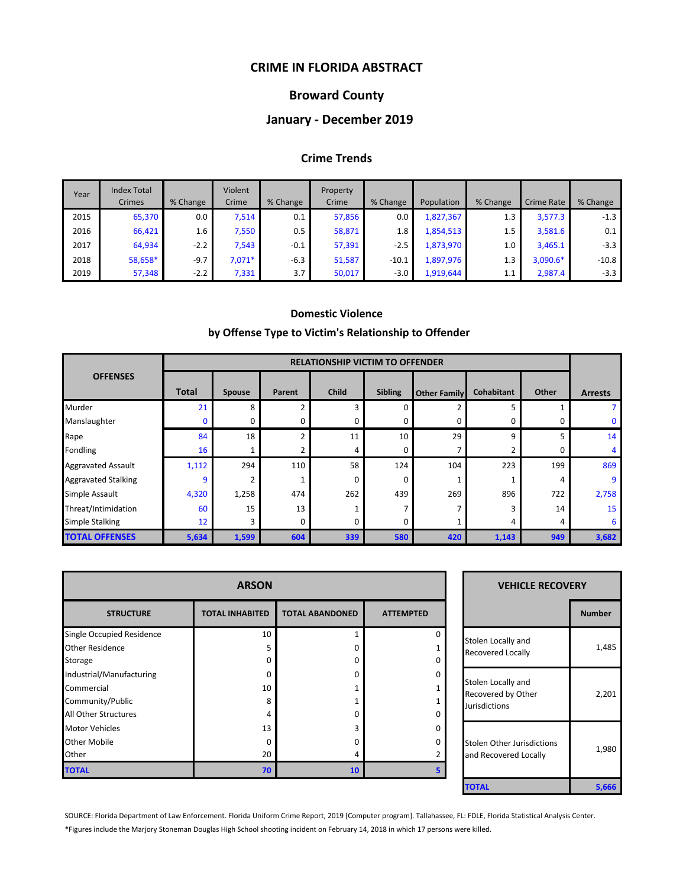# CRIME IN FLORIDA ABSTRACT

## Broward County

## January - December 2019

### Crime Trends

| Year | Index Total Crimes | % Change | Violent Crime | % Change | Property Crime | % Change | Population | % Change | Crime Rate | % Change |
|---|---|---|---|---|---|---|---|---|---|---|
| 2015 | 65,370 | 0.0 | 7,514 | 0.1 | 57,856 | 0.0 | 1,827,367 | 1.3 | 3,577.3 | -1.3 |
| 2016 | 66,421 | 1.6 | 7,550 | 0.5 | 58,871 | 1.8 | 1,854,513 | 1.5 | 3,581.6 | 0.1 |
| 2017 | 64,934 | -2.2 | 7,543 | -0.1 | 57,391 | -2.5 | 1,873,970 | 1.0 | 3,465.1 | -3.3 |
| 2018 | 58,658* | -9.7 | 7,071* | -6.3 | 51,587 | -10.1 | 1,897,976 | 1.3 | 3,090.6* | -10.8 |
| 2019 | 57,348 | -2.2 | 7,331 | 3.7 | 50,017 | -3.0 | 1,919,644 | 1.1 | 2,987.4 | -3.3 |

### Domestic Violence

### by Offense Type to Victim's Relationship to Offender

| OFFENSES | RELATIONSHIP VICTIM TO OFFENDER | | | | | | | | |
|---|---|---|---|---|---|---|---|---|---|
| | Total | Spouse | Parent | Child | Sibling | Other Family | Cohabitant | Other | Arrests |
| Murder | 21 | 8 | 2 | 3 | 0 | 2 | 5 | 1 | 7 |
| Manslaughter | 0 | 0 | 0 | 0 | 0 | 0 | 0 | 0 | 0 |
| Rape | 84 | 18 | 2 | 11 | 10 | 29 | 9 | 5 | 14 |
| Fondling | 16 | 1 | 2 | 4 | 0 | 7 | 2 | 0 | 4 |
| Aggravated Assault | 1,112 | 294 | 110 | 58 | 124 | 104 | 223 | 199 | 869 |
| Aggravated Stalking | 9 | 2 | 1 | 0 | 0 | 1 | 1 | 4 | 9 |
| Simple Assault | 4,320 | 1,258 | 474 | 262 | 439 | 269 | 896 | 722 | 2,758 |
| Threat/Intimidation | 60 | 15 | 13 | 1 | 7 | 7 | 3 | 14 | 15 |
| Simple Stalking | 12 | 3 | 0 | 0 | 0 | 1 | 4 | 4 | 6 |
| **TOTAL OFFENSES** | **5,634** | **1,599** | **604** | **339** | **580** | **420** | **1,143** | **949** | **3,682** |

| ARSON | | | |
|---|---|---|---|
| STRUCTURE | TOTAL INHABITED | TOTAL ABANDONED | ATTEMPTED |
| Single Occupied Residence | 10 | 1 | 0 |
| Other Residence | 5 | 0 | 1 |
| Storage | 0 | 0 | 0 |
| Industrial/Manufacturing | 0 | 0 | 0 |
| Commercial | 10 | 1 | 1 |
| Community/Public | 8 | 1 | 1 |
| All Other Structures | 4 | 0 | 0 |
| Motor Vehicles | 13 | 3 | 0 |
| Other Mobile | 0 | 0 | 0 |
| Other | 20 | 4 | 2 |
| **TOTAL** | **70** | **10** | **5** |

| VEHICLE RECOVERY | |
|---|---|
| | Number |
| Stolen Locally and Recovered Locally | 1,485 |
| Stolen Locally and Recovered by Other Jurisdictions | 2,201 |
| Stolen Other Jurisdictions and Recovered Locally | 1,980 |
| **TOTAL** | **5,666** |

SOURCE: Florida Department of Law Enforcement. Florida Uniform Crime Report, 2019 [Computer program]. Tallahassee, FL: FDLE, Florida Statistical Analysis Center.

*Figures include the Marjory Stoneman Douglas High School shooting incident on February 14, 2018 in which 17 persons were killed.